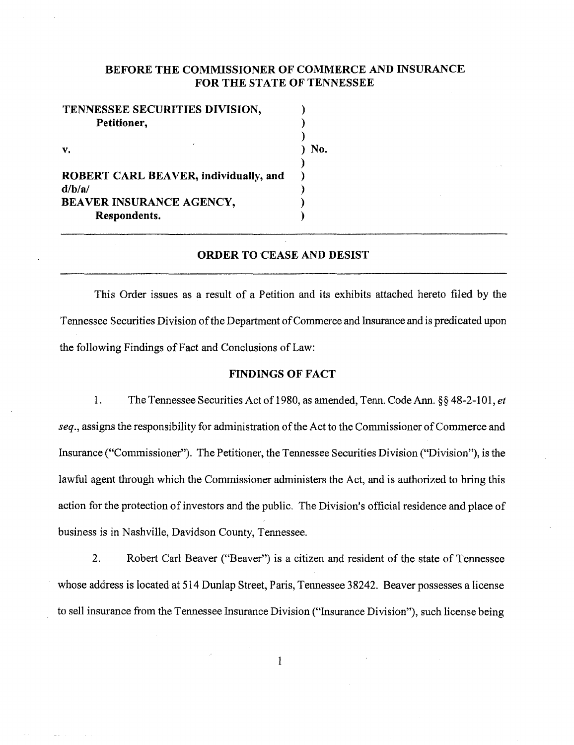# BEFORE THE COMMISSIONER OF COMMERCE AND INSURANCE FOR THE STATE OF TENNESSEE

| | | |
|---|---|---|
| **TENNESSEE SECURITIES DIVISION,** | ) | |
| **Petitioner,** | ) | |
| | ) | |
| **v.** | ) | **No.** |
| | ) | |
| **ROBERT CARL BEAVER, individually, and d/b/a/** | ) | |
| **BEAVER INSURANCE AGENCY,** | ) | |
| **Respondents.** | ) | |

## ORDER TO CEASE AND DESIST

This Order issues as a result of a Petition and its exhibits attached hereto filed by the Tennessee Securities Division of the Department of Commerce and Insurance and is predicated upon the following Findings of Fact and Conclusions of Law:

### FINDINGS OF FACT

1. The Tennessee Securities Act of 1980, as amended, Tenn. Code Ann. §§ 48-2-101, *et seq.*, assigns the responsibility for administration of the Act to the Commissioner of Commerce and Insurance ("Commissioner"). The Petitioner, the Tennessee Securities Division ("Division"), is the lawful agent through which the Commissioner administers the Act, and is authorized to bring this action for the protection of investors and the public. The Division's official residence and place of business is in Nashville, Davidson County, Tennessee.

2. Robert Carl Beaver ("Beaver") is a citizen and resident of the state of Tennessee whose address is located at 514 Dunlap Street, Paris, Tennessee 38242. Beaver possesses a license to sell insurance from the Tennessee Insurance Division ("Insurance Division"), such license being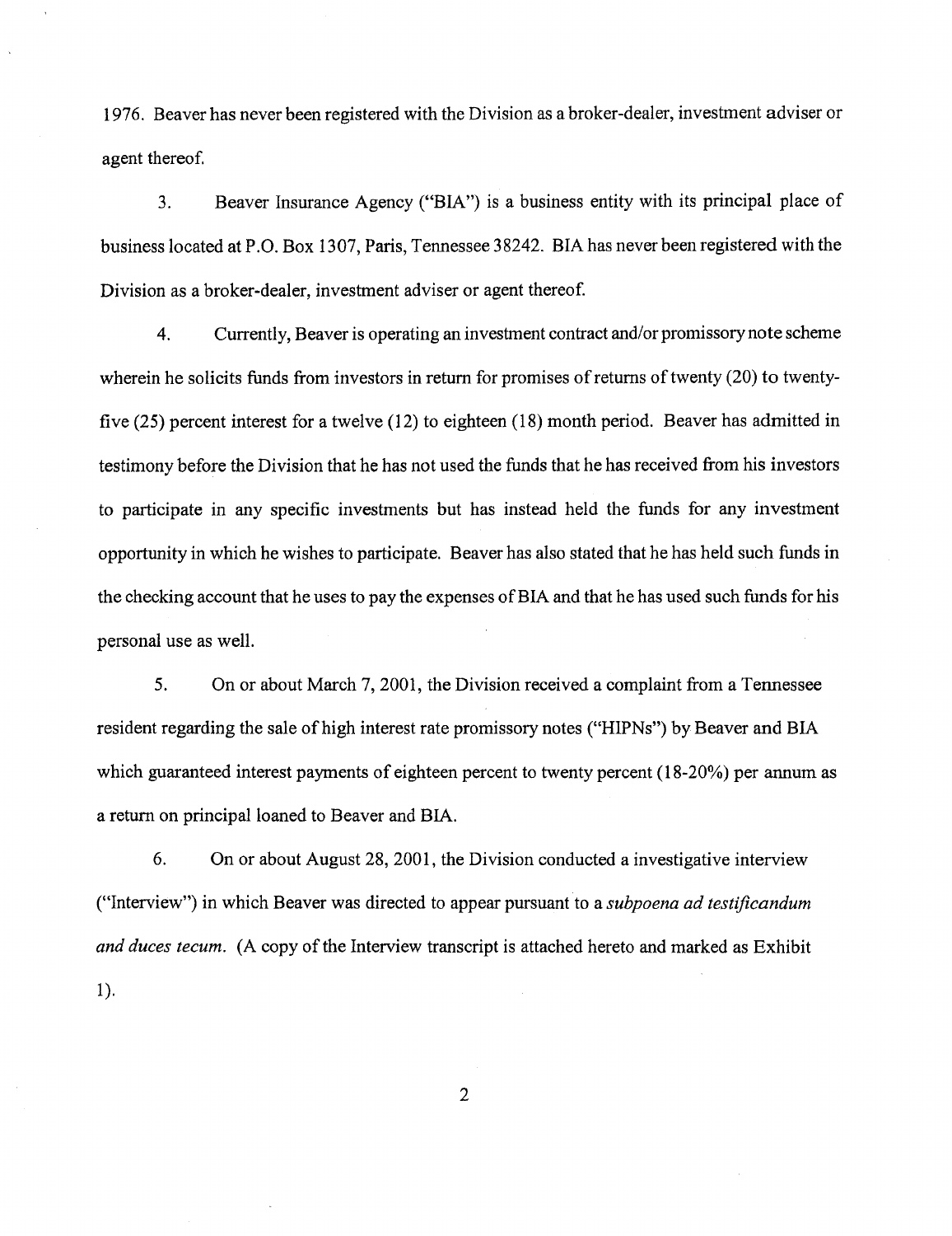1976. Beaver has never been registered with the Division as a broker-dealer, investment adviser or agent thereof.

3. Beaver Insurance Agency ("BIA") is a business entity with its principal place of business located at P.O. Box 1307, Paris, Tennessee 38242. BIA has never been registered with the Division as a broker-dealer, investment adviser or agent thereof.

4. Currently, Beaver is operating an investment contract and/or promissory note scheme wherein he solicits funds from investors in return for promises of returns of twenty (20) to twenty-five (25) percent interest for a twelve (12) to eighteen (18) month period. Beaver has admitted in testimony before the Division that he has not used the funds that he has received from his investors to participate in any specific investments but has instead held the funds for any investment opportunity in which he wishes to participate. Beaver has also stated that he has held such funds in the checking account that he uses to pay the expenses of BIA and that he has used such funds for his personal use as well.

5. On or about March 7, 2001, the Division received a complaint from a Tennessee resident regarding the sale of high interest rate promissory notes ("HIPNs") by Beaver and BIA which guaranteed interest payments of eighteen percent to twenty percent (18-20%) per annum as a return on principal loaned to Beaver and BIA.

6. On or about August 28, 2001, the Division conducted a investigative interview ("Interview") in which Beaver was directed to appear pursuant to a *subpoena ad testificandum and duces tecum*. (A copy of the Interview transcript is attached hereto and marked as Exhibit 1).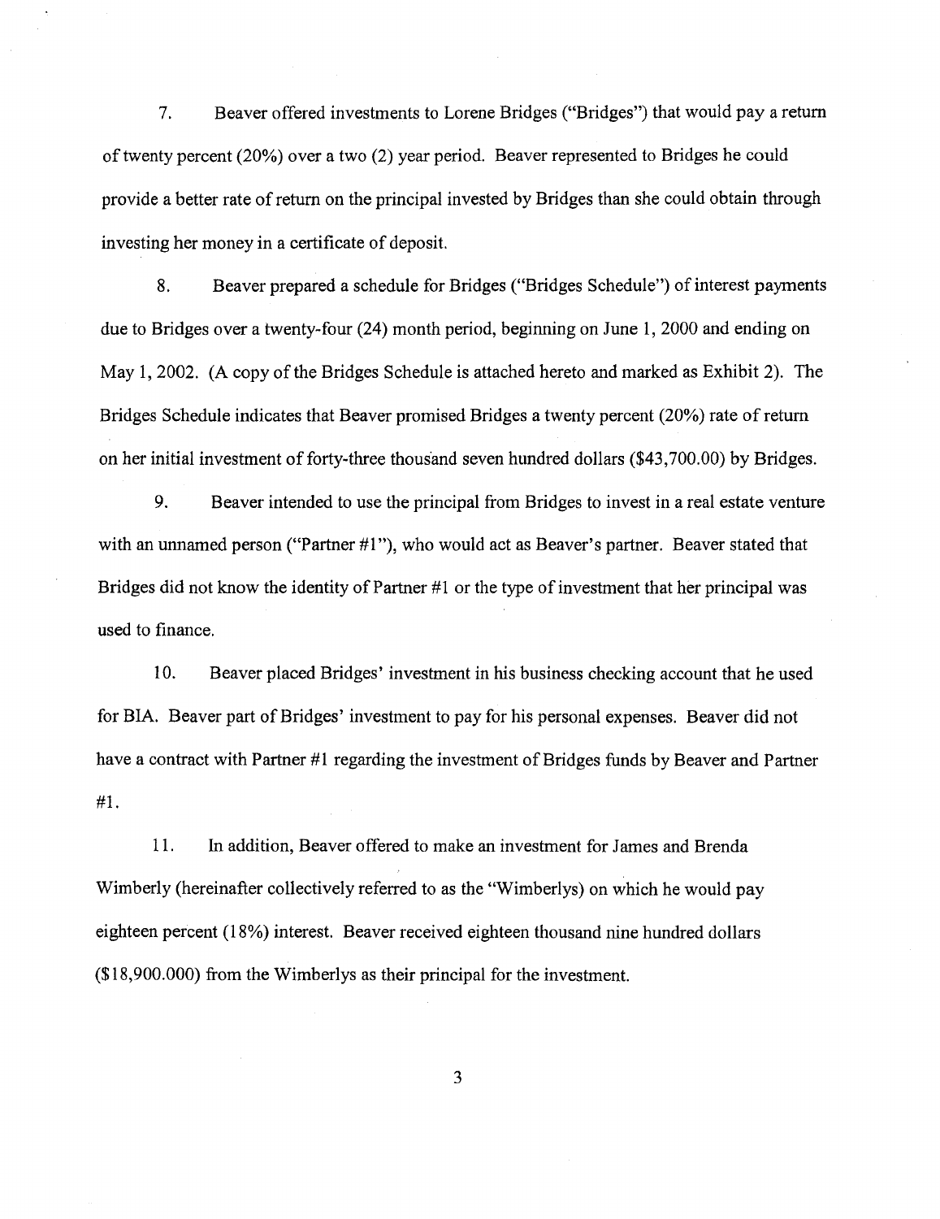7. Beaver offered investments to Lorene Bridges ("Bridges") that would pay a return of twenty percent (20%) over a two (2) year period. Beaver represented to Bridges he could provide a better rate of return on the principal invested by Bridges than she could obtain through investing her money in a certificate of deposit.

8. Beaver prepared a schedule for Bridges ("Bridges Schedule") of interest payments due to Bridges over a twenty-four (24) month period, beginning on June 1, 2000 and ending on May 1, 2002. (A copy of the Bridges Schedule is attached hereto and marked as Exhibit 2). The Bridges Schedule indicates that Beaver promised Bridges a twenty percent (20%) rate of return on her initial investment of forty-three thousand seven hundred dollars ($43,700.00) by Bridges.

9. Beaver intended to use the principal from Bridges to invest in a real estate venture with an unnamed person ("Partner #1"), who would act as Beaver's partner. Beaver stated that Bridges did not know the identity of Partner #1 or the type of investment that her principal was used to finance.

10. Beaver placed Bridges' investment in his business checking account that he used for BIA. Beaver part of Bridges' investment to pay for his personal expenses. Beaver did not have a contract with Partner #1 regarding the investment of Bridges funds by Beaver and Partner #1.

11. In addition, Beaver offered to make an investment for James and Brenda Wimberly (hereinafter collectively referred to as the "Wimberlys) on which he would pay eighteen percent (18%) interest. Beaver received eighteen thousand nine hundred dollars ($18,900.000) from the Wimberlys as their principal for the investment.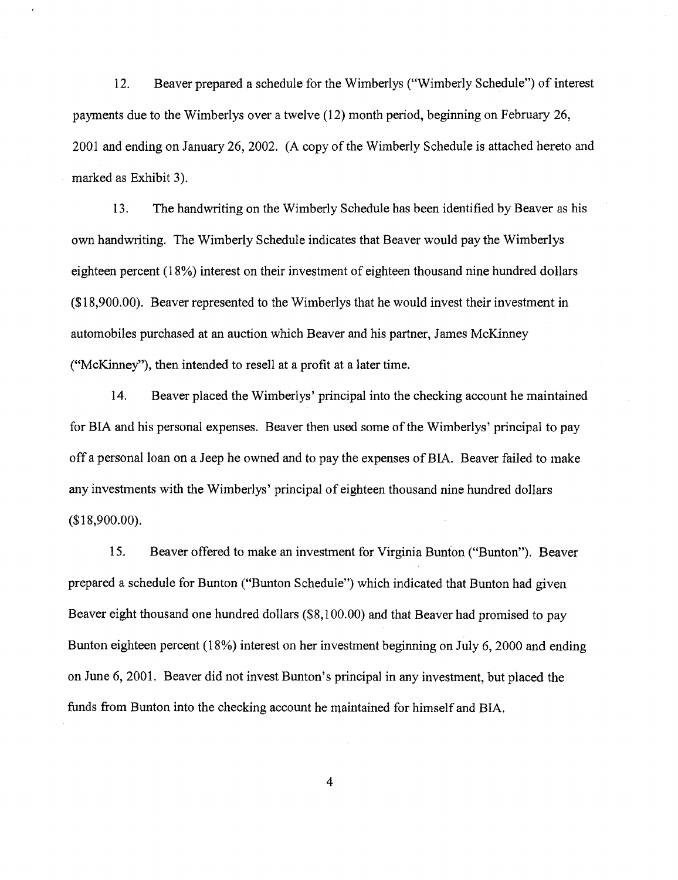12. Beaver prepared a schedule for the Wimberlys ("Wimberly Schedule") of interest payments due to the Wimberlys over a twelve (12) month period, beginning on February 26, 2001 and ending on January 26, 2002. (A copy of the Wimberly Schedule is attached hereto and marked as Exhibit 3).

13. The handwriting on the Wimberly Schedule has been identified by Beaver as his own handwriting. The Wimberly Schedule indicates that Beaver would pay the Wimberlys eighteen percent (18%) interest on their investment of eighteen thousand nine hundred dollars ($18,900.00). Beaver represented to the Wimberlys that he would invest their investment in automobiles purchased at an auction which Beaver and his partner, James McKinney ("McKinney"), then intended to resell at a profit at a later time.

14. Beaver placed the Wimberlys' principal into the checking account he maintained for BIA and his personal expenses. Beaver then used some of the Wimberlys' principal to pay off a personal loan on a Jeep he owned and to pay the expenses of BIA. Beaver failed to make any investments with the Wimberlys' principal of eighteen thousand nine hundred dollars ($18,900.00).

15. Beaver offered to make an investment for Virginia Bunton ("Bunton"). Beaver prepared a schedule for Bunton ("Bunton Schedule") which indicated that Bunton had given Beaver eight thousand one hundred dollars ($8,100.00) and that Beaver had promised to pay Bunton eighteen percent (18%) interest on her investment beginning on July 6, 2000 and ending on June 6, 2001. Beaver did not invest Bunton's principal in any investment, but placed the funds from Bunton into the checking account he maintained for himself and BIA.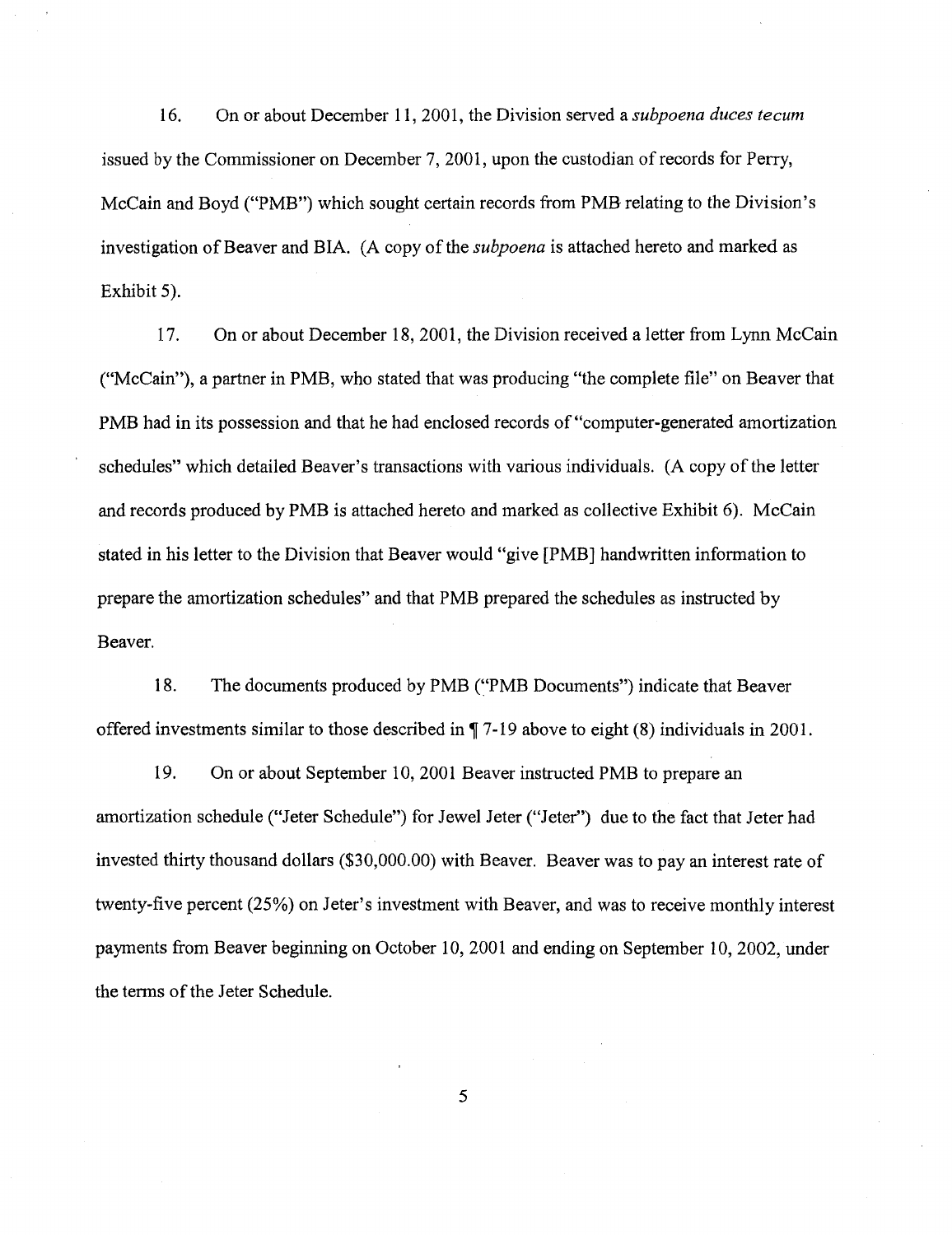16. On or about December 11, 2001, the Division served a *subpoena duces tecum* issued by the Commissioner on December 7, 2001, upon the custodian of records for Perry, McCain and Boyd ("PMB") which sought certain records from PMB relating to the Division's investigation of Beaver and BIA. (A copy of the *subpoena* is attached hereto and marked as Exhibit 5).

17. On or about December 18, 2001, the Division received a letter from Lynn McCain ("McCain"), a partner in PMB, who stated that was producing "the complete file" on Beaver that PMB had in its possession and that he had enclosed records of "computer-generated amortization schedules" which detailed Beaver's transactions with various individuals. (A copy of the letter and records produced by PMB is attached hereto and marked as collective Exhibit 6). McCain stated in his letter to the Division that Beaver would "give [PMB] handwritten information to prepare the amortization schedules" and that PMB prepared the schedules as instructed by Beaver.

18. The documents produced by PMB ("PMB Documents") indicate that Beaver offered investments similar to those described in ¶ 7-19 above to eight (8) individuals in 2001.

19. On or about September 10, 2001 Beaver instructed PMB to prepare an amortization schedule ("Jeter Schedule") for Jewel Jeter ("Jeter") due to the fact that Jeter had invested thirty thousand dollars ($30,000.00) with Beaver. Beaver was to pay an interest rate of twenty-five percent (25%) on Jeter's investment with Beaver, and was to receive monthly interest payments from Beaver beginning on October 10, 2001 and ending on September 10, 2002, under the terms of the Jeter Schedule.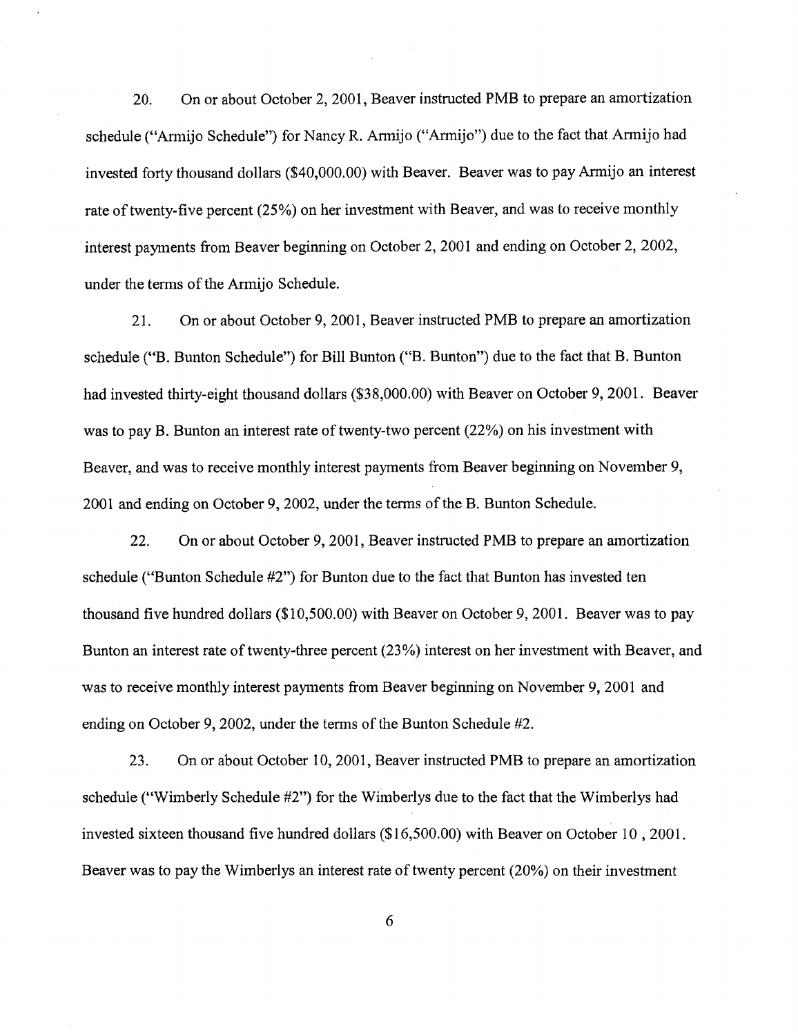20. On or about October 2, 2001, Beaver instructed PMB to prepare an amortization schedule ("Armijo Schedule") for Nancy R. Armijo ("Armijo") due to the fact that Armijo had invested forty thousand dollars ($40,000.00) with Beaver. Beaver was to pay Armijo an interest rate of twenty-five percent (25%) on her investment with Beaver, and was to receive monthly interest payments from Beaver beginning on October 2, 2001 and ending on October 2, 2002, under the terms of the Armijo Schedule.

21. On or about October 9, 2001, Beaver instructed PMB to prepare an amortization schedule ("B. Bunton Schedule") for Bill Bunton ("B. Bunton") due to the fact that B. Bunton had invested thirty-eight thousand dollars ($38,000.00) with Beaver on October 9, 2001. Beaver was to pay B. Bunton an interest rate of twenty-two percent (22%) on his investment with Beaver, and was to receive monthly interest payments from Beaver beginning on November 9, 2001 and ending on October 9, 2002, under the terms of the B. Bunton Schedule.

22. On or about October 9, 2001, Beaver instructed PMB to prepare an amortization schedule ("Bunton Schedule #2") for Bunton due to the fact that Bunton has invested ten thousand five hundred dollars ($10,500.00) with Beaver on October 9, 2001. Beaver was to pay Bunton an interest rate of twenty-three percent (23%) interest on her investment with Beaver, and was to receive monthly interest payments from Beaver beginning on November 9, 2001 and ending on October 9, 2002, under the terms of the Bunton Schedule #2.

23. On or about October 10, 2001, Beaver instructed PMB to prepare an amortization schedule ("Wimberly Schedule #2") for the Wimberlys due to the fact that the Wimberlys had invested sixteen thousand five hundred dollars ($16,500.00) with Beaver on October 10 , 2001. Beaver was to pay the Wimberlys an interest rate of twenty percent (20%) on their investment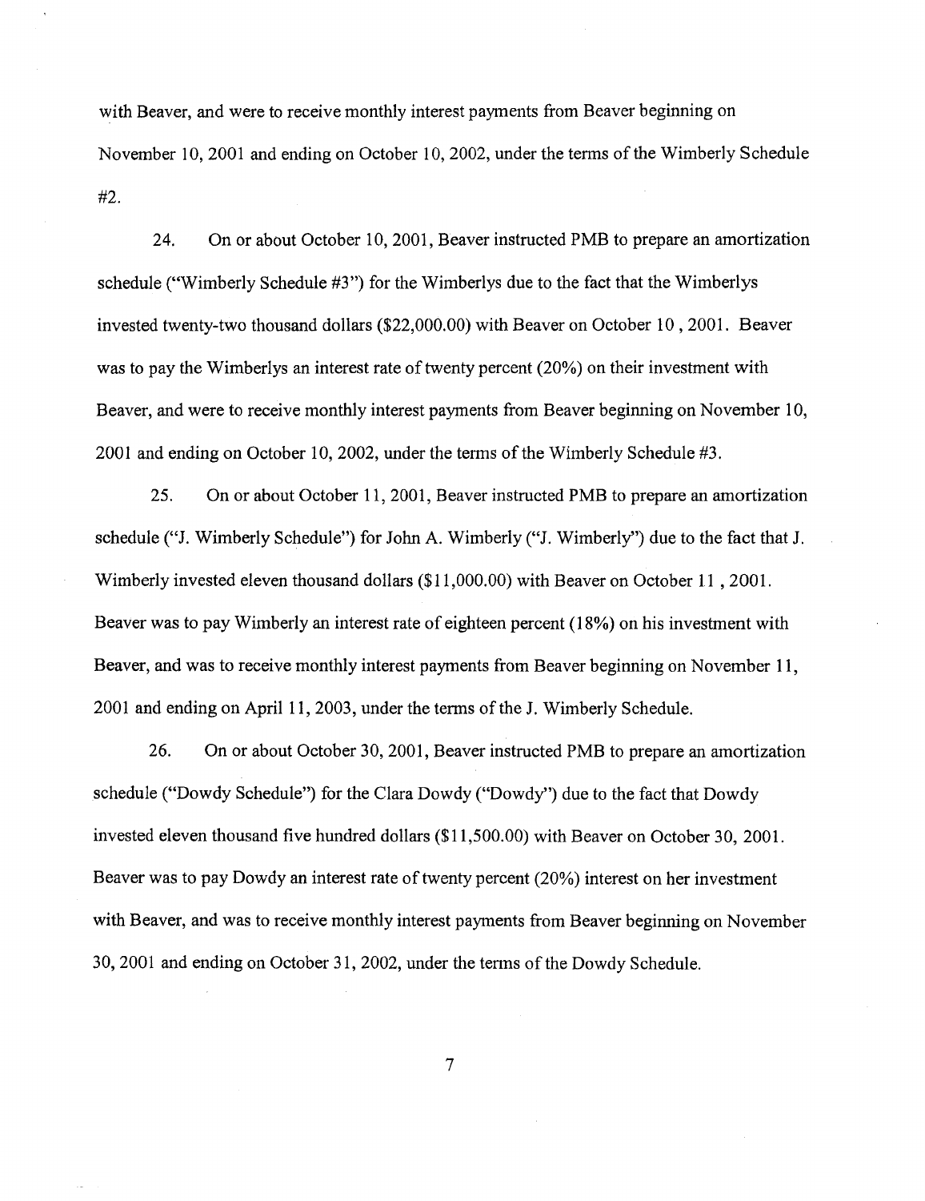with Beaver, and were to receive monthly interest payments from Beaver beginning on November 10, 2001 and ending on October 10, 2002, under the terms of the Wimberly Schedule #2.

24. On or about October 10, 2001, Beaver instructed PMB to prepare an amortization schedule ("Wimberly Schedule #3") for the Wimberlys due to the fact that the Wimberlys invested twenty-two thousand dollars ($22,000.00) with Beaver on October 10 , 2001. Beaver was to pay the Wimberlys an interest rate of twenty percent (20%) on their investment with Beaver, and were to receive monthly interest payments from Beaver beginning on November 10, 2001 and ending on October 10, 2002, under the terms of the Wimberly Schedule #3.

25. On or about October 11, 2001, Beaver instructed PMB to prepare an amortization schedule ("J. Wimberly Schedule") for John A. Wimberly ("J. Wimberly") due to the fact that J. Wimberly invested eleven thousand dollars ($11,000.00) with Beaver on October 11 , 2001. Beaver was to pay Wimberly an interest rate of eighteen percent (18%) on his investment with Beaver, and was to receive monthly interest payments from Beaver beginning on November 11, 2001 and ending on April 11, 2003, under the terms of the J. Wimberly Schedule.

26. On or about October 30, 2001, Beaver instructed PMB to prepare an amortization schedule ("Dowdy Schedule") for the Clara Dowdy ("Dowdy") due to the fact that Dowdy invested eleven thousand five hundred dollars ($11,500.00) with Beaver on October 30, 2001. Beaver was to pay Dowdy an interest rate of twenty percent (20%) interest on her investment with Beaver, and was to receive monthly interest payments from Beaver beginning on November 30, 2001 and ending on October 31, 2002, under the terms of the Dowdy Schedule.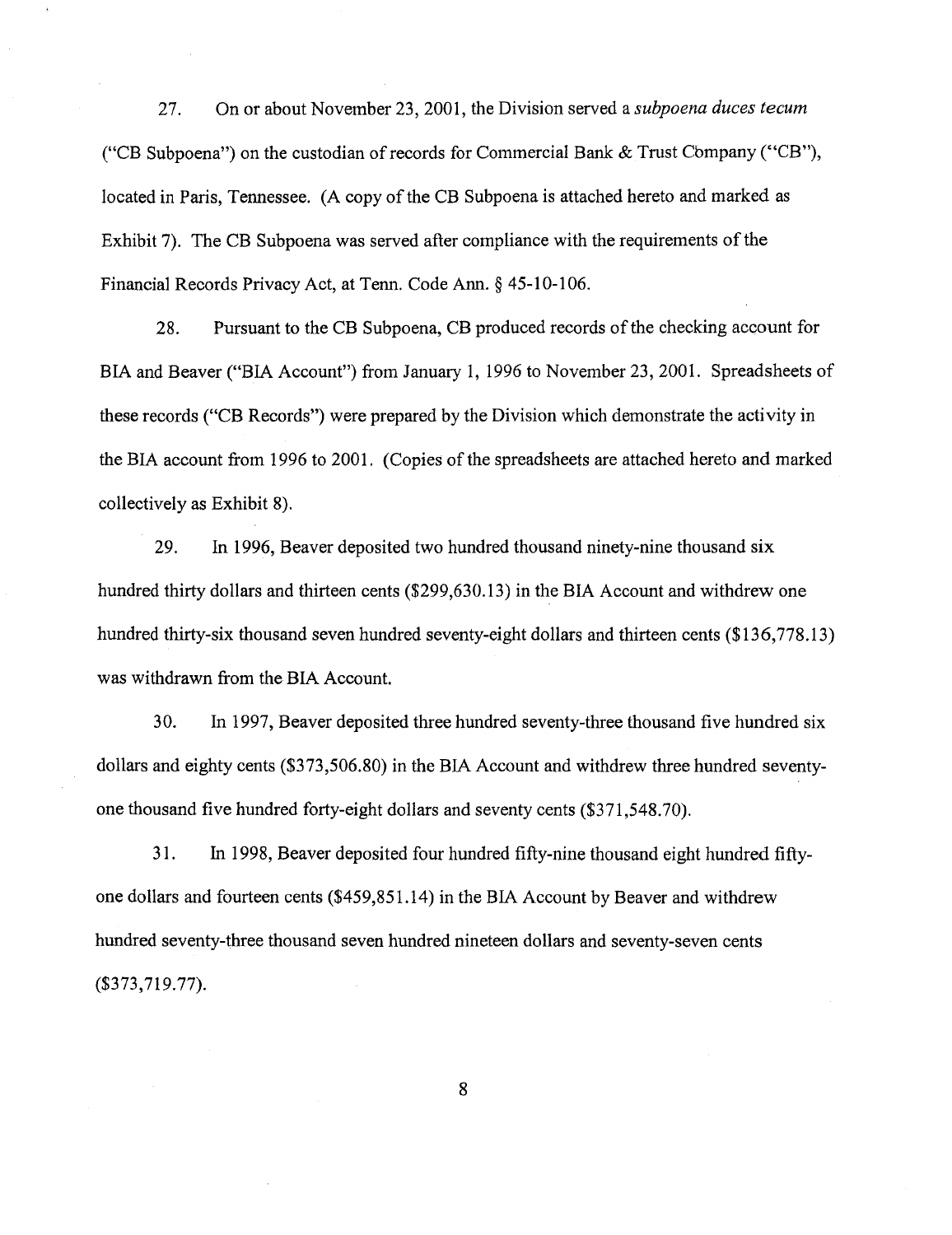27. On or about November 23, 2001, the Division served a *subpoena duces tecum* ("CB Subpoena") on the custodian of records for Commercial Bank & Trust Company ("CB"), located in Paris, Tennessee. (A copy of the CB Subpoena is attached hereto and marked as Exhibit 7). The CB Subpoena was served after compliance with the requirements of the Financial Records Privacy Act, at Tenn. Code Ann. § 45-10-106.

28. Pursuant to the CB Subpoena, CB produced records of the checking account for BIA and Beaver ("BIA Account") from January 1, 1996 to November 23, 2001. Spreadsheets of these records ("CB Records") were prepared by the Division which demonstrate the activity in the BIA account from 1996 to 2001. (Copies of the spreadsheets are attached hereto and marked collectively as Exhibit 8).

29. In 1996, Beaver deposited two hundred thousand ninety-nine thousand six hundred thirty dollars and thirteen cents ($299,630.13) in the BIA Account and withdrew one hundred thirty-six thousand seven hundred seventy-eight dollars and thirteen cents ($136,778.13) was withdrawn from the BIA Account.

30. In 1997, Beaver deposited three hundred seventy-three thousand five hundred six dollars and eighty cents ($373,506.80) in the BIA Account and withdrew three hundred seventy-one thousand five hundred forty-eight dollars and seventy cents ($371,548.70).

31. In 1998, Beaver deposited four hundred fifty-nine thousand eight hundred fifty-one dollars and fourteen cents ($459,851.14) in the BIA Account by Beaver and withdrew hundred seventy-three thousand seven hundred nineteen dollars and seventy-seven cents ($373,719.77).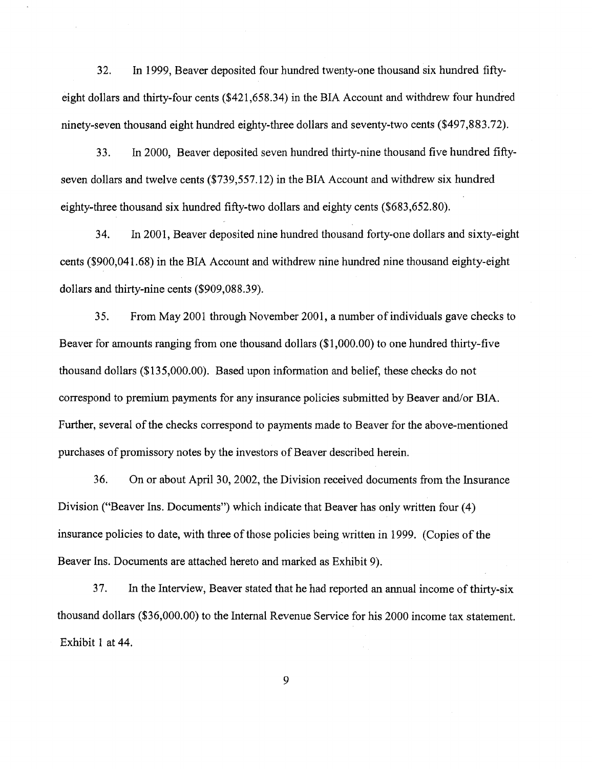32. In 1999, Beaver deposited four hundred twenty-one thousand six hundred fifty-eight dollars and thirty-four cents ($421,658.34) in the BIA Account and withdrew four hundred ninety-seven thousand eight hundred eighty-three dollars and seventy-two cents ($497,883.72).

33. In 2000, Beaver deposited seven hundred thirty-nine thousand five hundred fifty-seven dollars and twelve cents ($739,557.12) in the BIA Account and withdrew six hundred eighty-three thousand six hundred fifty-two dollars and eighty cents ($683,652.80).

34. In 2001, Beaver deposited nine hundred thousand forty-one dollars and sixty-eight cents ($900,041.68) in the BIA Account and withdrew nine hundred nine thousand eighty-eight dollars and thirty-nine cents ($909,088.39).

35. From May 2001 through November 2001, a number of individuals gave checks to Beaver for amounts ranging from one thousand dollars ($1,000.00) to one hundred thirty-five thousand dollars ($135,000.00). Based upon information and belief, these checks do not correspond to premium payments for any insurance policies submitted by Beaver and/or BIA. Further, several of the checks correspond to payments made to Beaver for the above-mentioned purchases of promissory notes by the investors of Beaver described herein.

36. On or about April 30, 2002, the Division received documents from the Insurance Division ("Beaver Ins. Documents") which indicate that Beaver has only written four (4) insurance policies to date, with three of those policies being written in 1999. (Copies of the Beaver Ins. Documents are attached hereto and marked as Exhibit 9).

37. In the Interview, Beaver stated that he had reported an annual income of thirty-six thousand dollars ($36,000.00) to the Internal Revenue Service for his 2000 income tax statement. Exhibit 1 at 44.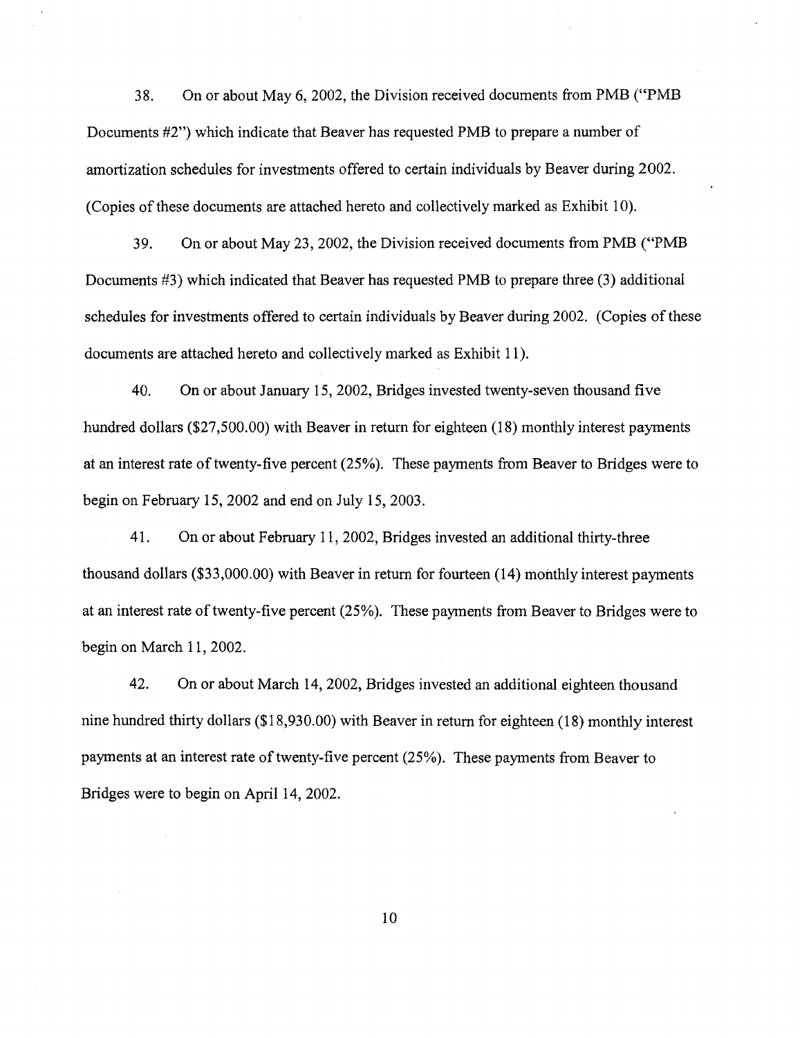38. On or about May 6, 2002, the Division received documents from PMB ("PMB Documents #2") which indicate that Beaver has requested PMB to prepare a number of amortization schedules for investments offered to certain individuals by Beaver during 2002. (Copies of these documents are attached hereto and collectively marked as Exhibit 10).

39. On or about May 23, 2002, the Division received documents from PMB ("PMB Documents #3) which indicated that Beaver has requested PMB to prepare three (3) additional schedules for investments offered to certain individuals by Beaver during 2002. (Copies of these documents are attached hereto and collectively marked as Exhibit 11).

40. On or about January 15, 2002, Bridges invested twenty-seven thousand five hundred dollars ($27,500.00) with Beaver in return for eighteen (18) monthly interest payments at an interest rate of twenty-five percent (25%). These payments from Beaver to Bridges were to begin on February 15, 2002 and end on July 15, 2003.

41. On or about February 11, 2002, Bridges invested an additional thirty-three thousand dollars ($33,000.00) with Beaver in return for fourteen (14) monthly interest payments at an interest rate of twenty-five percent (25%). These payments from Beaver to Bridges were to begin on March 11, 2002.

42. On or about March 14, 2002, Bridges invested an additional eighteen thousand nine hundred thirty dollars ($18,930.00) with Beaver in return for eighteen (18) monthly interest payments at an interest rate of twenty-five percent (25%). These payments from Beaver to Bridges were to begin on April 14, 2002.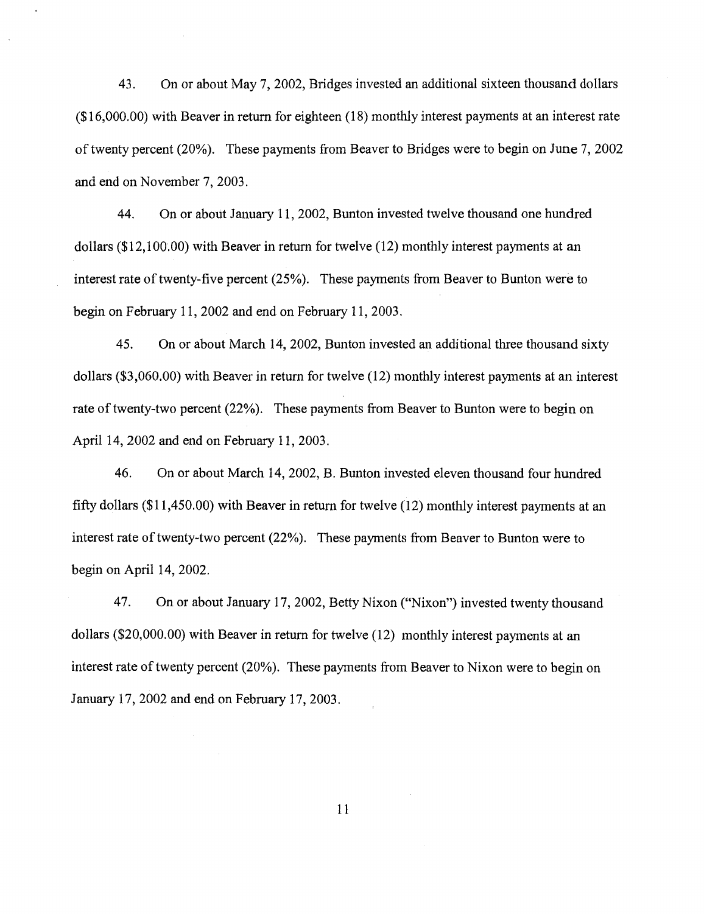43. On or about May 7, 2002, Bridges invested an additional sixteen thousand dollars ($16,000.00) with Beaver in return for eighteen (18) monthly interest payments at an interest rate of twenty percent (20%). These payments from Beaver to Bridges were to begin on June 7, 2002 and end on November 7, 2003.

44. On or about January 11, 2002, Bunton invested twelve thousand one hundred dollars ($12,100.00) with Beaver in return for twelve (12) monthly interest payments at an interest rate of twenty-five percent (25%). These payments from Beaver to Bunton were to begin on February 11, 2002 and end on February 11, 2003.

45. On or about March 14, 2002, Bunton invested an additional three thousand sixty dollars ($3,060.00) with Beaver in return for twelve (12) monthly interest payments at an interest rate of twenty-two percent (22%). These payments from Beaver to Bunton were to begin on April 14, 2002 and end on February 11, 2003.

46. On or about March 14, 2002, B. Bunton invested eleven thousand four hundred fifty dollars ($11,450.00) with Beaver in return for twelve (12) monthly interest payments at an interest rate of twenty-two percent (22%). These payments from Beaver to Bunton were to begin on April 14, 2002.

47. On or about January 17, 2002, Betty Nixon ("Nixon") invested twenty thousand dollars ($20,000.00) with Beaver in return for twelve (12) monthly interest payments at an interest rate of twenty percent (20%). These payments from Beaver to Nixon were to begin on January 17, 2002 and end on February 17, 2003.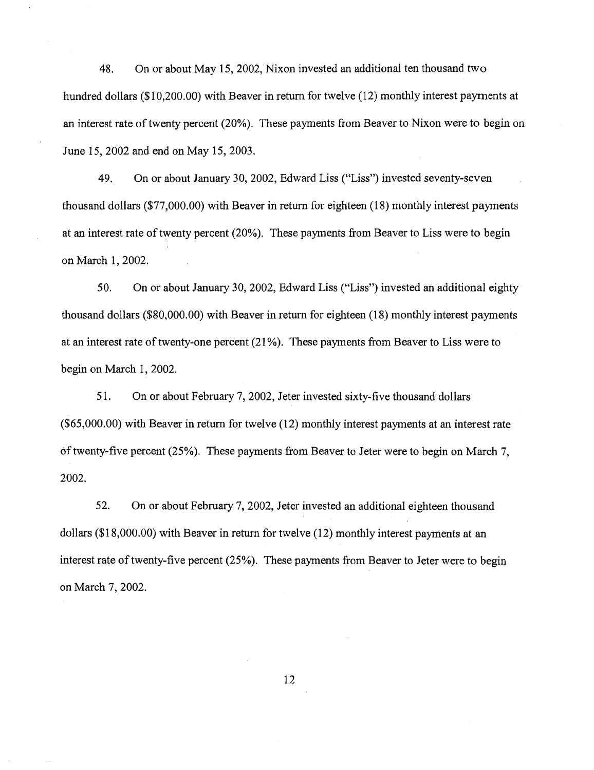48. On or about May 15, 2002, Nixon invested an additional ten thousand two hundred dollars ($10,200.00) with Beaver in return for twelve (12) monthly interest payments at an interest rate of twenty percent (20%). These payments from Beaver to Nixon were to begin on June 15, 2002 and end on May 15, 2003.

49. On or about January 30, 2002, Edward Liss ("Liss") invested seventy-seven thousand dollars ($77,000.00) with Beaver in return for eighteen (18) monthly interest payments at an interest rate of twenty percent (20%). These payments from Beaver to Liss were to begin on March 1, 2002.

50. On or about January 30, 2002, Edward Liss ("Liss") invested an additional eighty thousand dollars ($80,000.00) with Beaver in return for eighteen (18) monthly interest payments at an interest rate of twenty-one percent (21%). These payments from Beaver to Liss were to begin on March 1, 2002.

51. On or about February 7, 2002, Jeter invested sixty-five thousand dollars ($65,000.00) with Beaver in return for twelve (12) monthly interest payments at an interest rate of twenty-five percent (25%). These payments from Beaver to Jeter were to begin on March 7, 2002.

52. On or about February 7, 2002, Jeter invested an additional eighteen thousand dollars ($18,000.00) with Beaver in return for twelve (12) monthly interest payments at an interest rate of twenty-five percent (25%). These payments from Beaver to Jeter were to begin on March 7, 2002.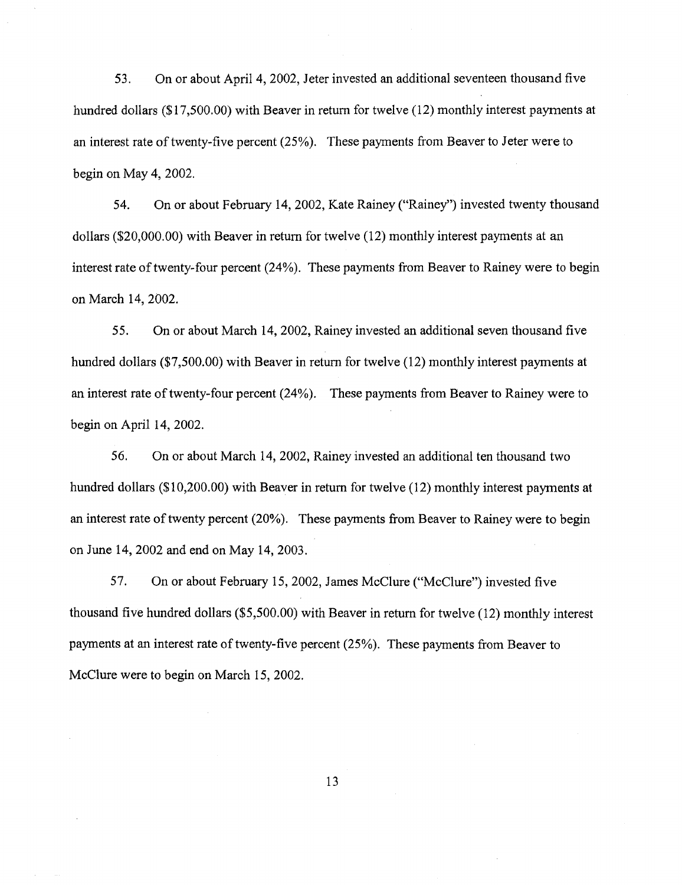53. On or about April 4, 2002, Jeter invested an additional seventeen thousand five hundred dollars ($17,500.00) with Beaver in return for twelve (12) monthly interest payments at an interest rate of twenty-five percent (25%). These payments from Beaver to Jeter were to begin on May 4, 2002.

54. On or about February 14, 2002, Kate Rainey ("Rainey") invested twenty thousand dollars ($20,000.00) with Beaver in return for twelve (12) monthly interest payments at an interest rate of twenty-four percent (24%). These payments from Beaver to Rainey were to begin on March 14, 2002.

55. On or about March 14, 2002, Rainey invested an additional seven thousand five hundred dollars ($7,500.00) with Beaver in return for twelve (12) monthly interest payments at an interest rate of twenty-four percent (24%). These payments from Beaver to Rainey were to begin on April 14, 2002.

56. On or about March 14, 2002, Rainey invested an additional ten thousand two hundred dollars ($10,200.00) with Beaver in return for twelve (12) monthly interest payments at an interest rate of twenty percent (20%). These payments from Beaver to Rainey were to begin on June 14, 2002 and end on May 14, 2003.

57. On or about February 15, 2002, James McClure ("McClure") invested five thousand five hundred dollars ($5,500.00) with Beaver in return for twelve (12) monthly interest payments at an interest rate of twenty-five percent (25%). These payments from Beaver to McClure were to begin on March 15, 2002.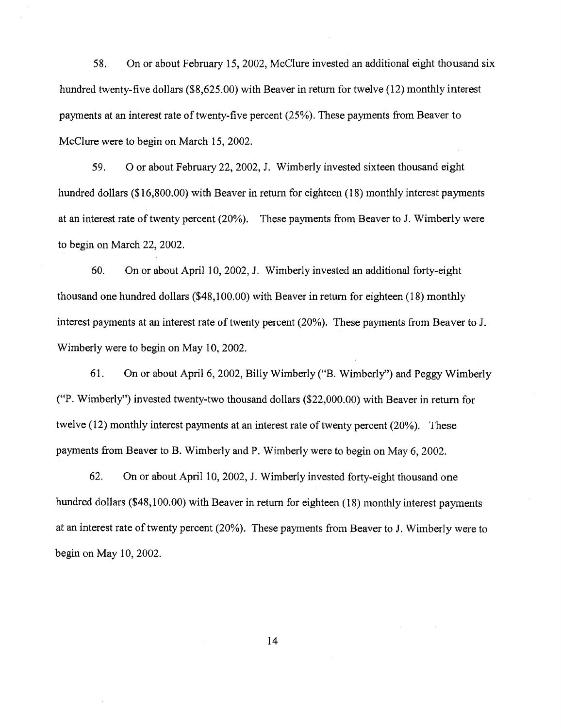58. On or about February 15, 2002, McClure invested an additional eight thousand six hundred twenty-five dollars ($8,625.00) with Beaver in return for twelve (12) monthly interest payments at an interest rate of twenty-five percent (25%). These payments from Beaver to McClure were to begin on March 15, 2002.

59. O or about February 22, 2002, J. Wimberly invested sixteen thousand eight hundred dollars ($16,800.00) with Beaver in return for eighteen (18) monthly interest payments at an interest rate of twenty percent (20%). These payments from Beaver to J. Wimberly were to begin on March 22, 2002.

60. On or about April 10, 2002, J. Wimberly invested an additional forty-eight thousand one hundred dollars ($48,100.00) with Beaver in return for eighteen (18) monthly interest payments at an interest rate of twenty percent (20%). These payments from Beaver to J. Wimberly were to begin on May 10, 2002.

61. On or about April 6, 2002, Billy Wimberly ("B. Wimberly") and Peggy Wimberly ("P. Wimberly") invested twenty-two thousand dollars ($22,000.00) with Beaver in return for twelve (12) monthly interest payments at an interest rate of twenty percent (20%). These payments from Beaver to B. Wimberly and P. Wimberly were to begin on May 6, 2002.

62. On or about April 10, 2002, J. Wimberly invested forty-eight thousand one hundred dollars ($48,100.00) with Beaver in return for eighteen (18) monthly interest payments at an interest rate of twenty percent (20%). These payments from Beaver to J. Wimberly were to begin on May 10, 2002.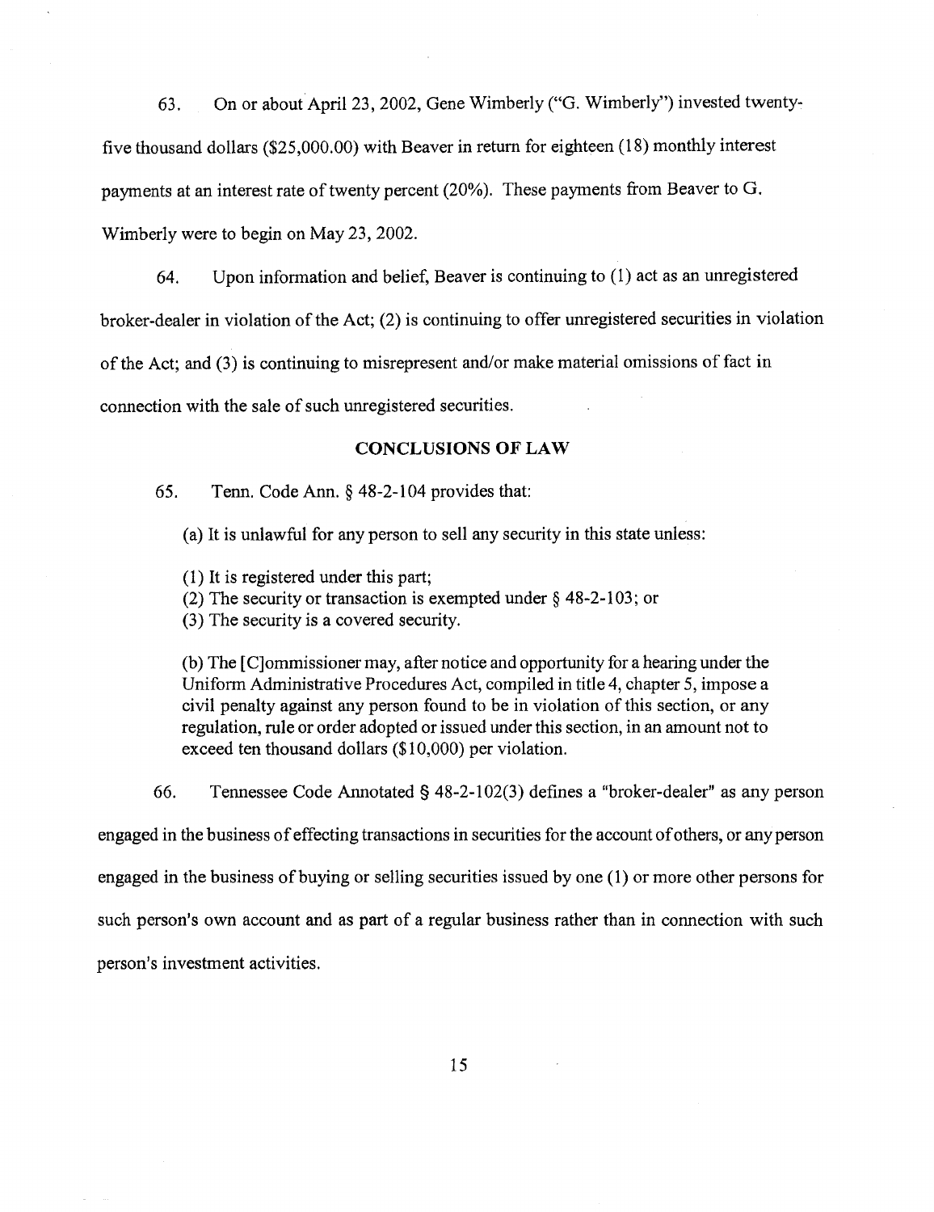63. On or about April 23, 2002, Gene Wimberly ("G. Wimberly") invested twenty-five thousand dollars ($25,000.00) with Beaver in return for eighteen (18) monthly interest payments at an interest rate of twenty percent (20%). These payments from Beaver to G. Wimberly were to begin on May 23, 2002.

64. Upon information and belief, Beaver is continuing to (1) act as an unregistered broker-dealer in violation of the Act; (2) is continuing to offer unregistered securities in violation of the Act; and (3) is continuing to misrepresent and/or make material omissions of fact in connection with the sale of such unregistered securities.

## CONCLUSIONS OF LAW

65. Tenn. Code Ann. § 48-2-104 provides that:

> (a) It is unlawful for any person to sell any security in this state unless:
>
> (1) It is registered under this part;
> (2) The security or transaction is exempted under § 48-2-103; or
> (3) The security is a covered security.
>
> (b) The [C]ommissioner may, after notice and opportunity for a hearing under the Uniform Administrative Procedures Act, compiled in title 4, chapter 5, impose a civil penalty against any person found to be in violation of this section, or any regulation, rule or order adopted or issued under this section, in an amount not to exceed ten thousand dollars ($10,000) per violation.

66. Tennessee Code Annotated § 48-2-102(3) defines a "broker-dealer" as any person engaged in the business of effecting transactions in securities for the account of others, or any person engaged in the business of buying or selling securities issued by one (1) or more other persons for such person's own account and as part of a regular business rather than in connection with such person's investment activities.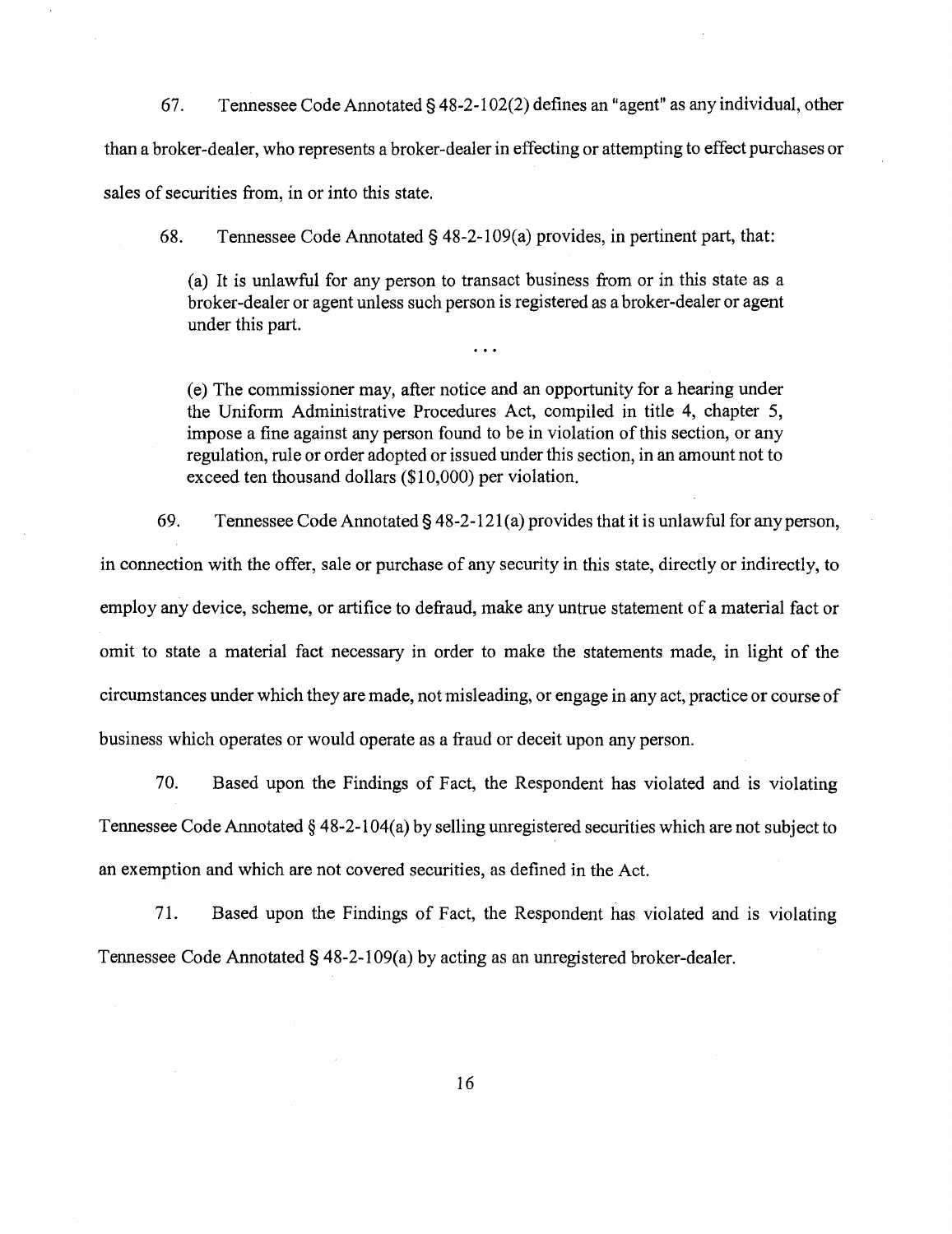67. Tennessee Code Annotated § 48-2-102(2) defines an "agent" as any individual, other than a broker-dealer, who represents a broker-dealer in effecting or attempting to effect purchases or sales of securities from, in or into this state.

68. Tennessee Code Annotated § 48-2-109(a) provides, in pertinent part, that:

> (a) It is unlawful for any person to transact business from or in this state as a broker-dealer or agent unless such person is registered as a broker-dealer or agent under this part.
>
> ...
>
> (e) The commissioner may, after notice and an opportunity for a hearing under the Uniform Administrative Procedures Act, compiled in title 4, chapter 5, impose a fine against any person found to be in violation of this section, or any regulation, rule or order adopted or issued under this section, in an amount not to exceed ten thousand dollars ($10,000) per violation.

69. Tennessee Code Annotated § 48-2-121(a) provides that it is unlawful for any person, in connection with the offer, sale or purchase of any security in this state, directly or indirectly, to employ any device, scheme, or artifice to defraud, make any untrue statement of a material fact or omit to state a material fact necessary in order to make the statements made, in light of the circumstances under which they are made, not misleading, or engage in any act, practice or course of business which operates or would operate as a fraud or deceit upon any person.

70. Based upon the Findings of Fact, the Respondent has violated and is violating Tennessee Code Annotated § 48-2-104(a) by selling unregistered securities which are not subject to an exemption and which are not covered securities, as defined in the Act.

71. Based upon the Findings of Fact, the Respondent has violated and is violating Tennessee Code Annotated § 48-2-109(a) by acting as an unregistered broker-dealer.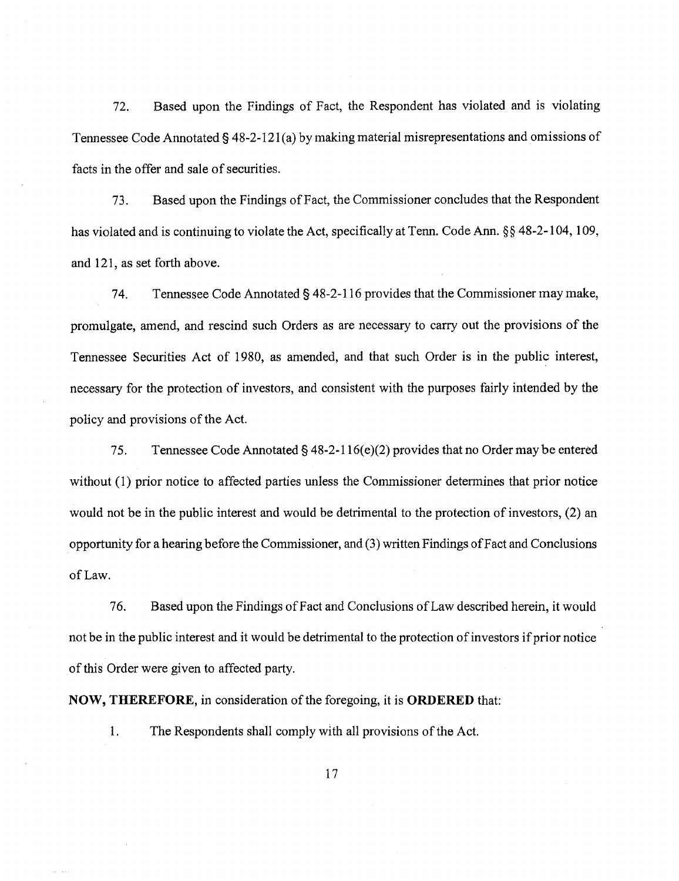72. Based upon the Findings of Fact, the Respondent has violated and is violating Tennessee Code Annotated § 48-2-121(a) by making material misrepresentations and omissions of facts in the offer and sale of securities.

73. Based upon the Findings of Fact, the Commissioner concludes that the Respondent has violated and is continuing to violate the Act, specifically at Tenn. Code Ann. §§ 48-2-104, 109, and 121, as set forth above.

74. Tennessee Code Annotated § 48-2-116 provides that the Commissioner may make, promulgate, amend, and rescind such Orders as are necessary to carry out the provisions of the Tennessee Securities Act of 1980, as amended, and that such Order is in the public interest, necessary for the protection of investors, and consistent with the purposes fairly intended by the policy and provisions of the Act.

75. Tennessee Code Annotated § 48-2-116(e)(2) provides that no Order may be entered without (1) prior notice to affected parties unless the Commissioner determines that prior notice would not be in the public interest and would be detrimental to the protection of investors, (2) an opportunity for a hearing before the Commissioner, and (3) written Findings of Fact and Conclusions of Law.

76. Based upon the Findings of Fact and Conclusions of Law described herein, it would not be in the public interest and it would be detrimental to the protection of investors if prior notice of this Order were given to affected party.

**NOW, THEREFORE,** in consideration of the foregoing, it is **ORDERED** that:

1. The Respondents shall comply with all provisions of the Act.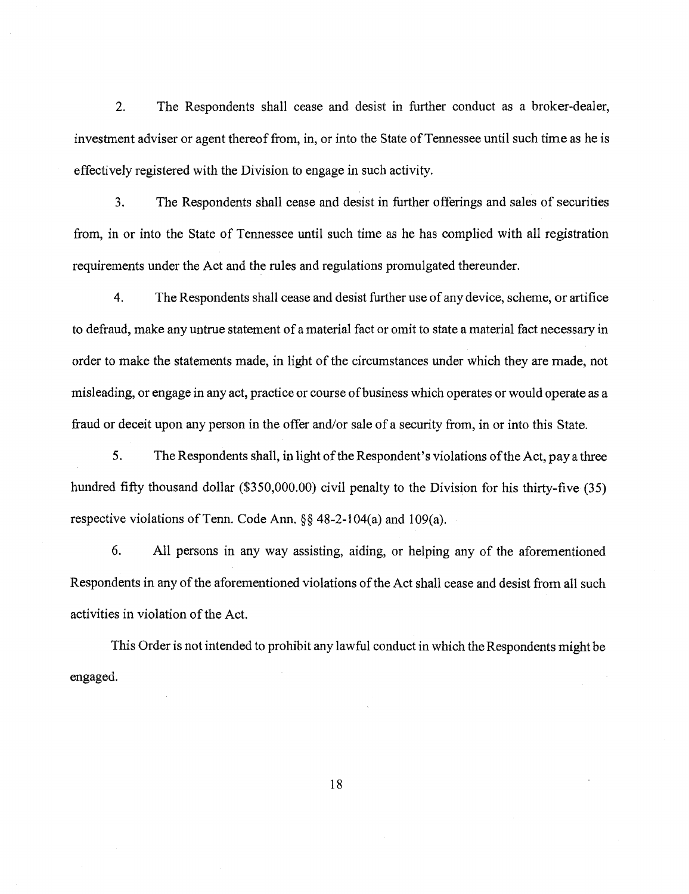2. The Respondents shall cease and desist in further conduct as a broker-dealer, investment adviser or agent thereof from, in, or into the State of Tennessee until such time as he is effectively registered with the Division to engage in such activity.

3. The Respondents shall cease and desist in further offerings and sales of securities from, in or into the State of Tennessee until such time as he has complied with all registration requirements under the Act and the rules and regulations promulgated thereunder.

4. The Respondents shall cease and desist further use of any device, scheme, or artifice to defraud, make any untrue statement of a material fact or omit to state a material fact necessary in order to make the statements made, in light of the circumstances under which they are made, not misleading, or engage in any act, practice or course of business which operates or would operate as a fraud or deceit upon any person in the offer and/or sale of a security from, in or into this State.

5. The Respondents shall, in light of the Respondent's violations of the Act, pay a three hundred fifty thousand dollar ($350,000.00) civil penalty to the Division for his thirty-five (35) respective violations of Tenn. Code Ann. §§ 48-2-104(a) and 109(a).

6. All persons in any way assisting, aiding, or helping any of the aforementioned Respondents in any of the aforementioned violations of the Act shall cease and desist from all such activities in violation of the Act.

This Order is not intended to prohibit any lawful conduct in which the Respondents might be engaged.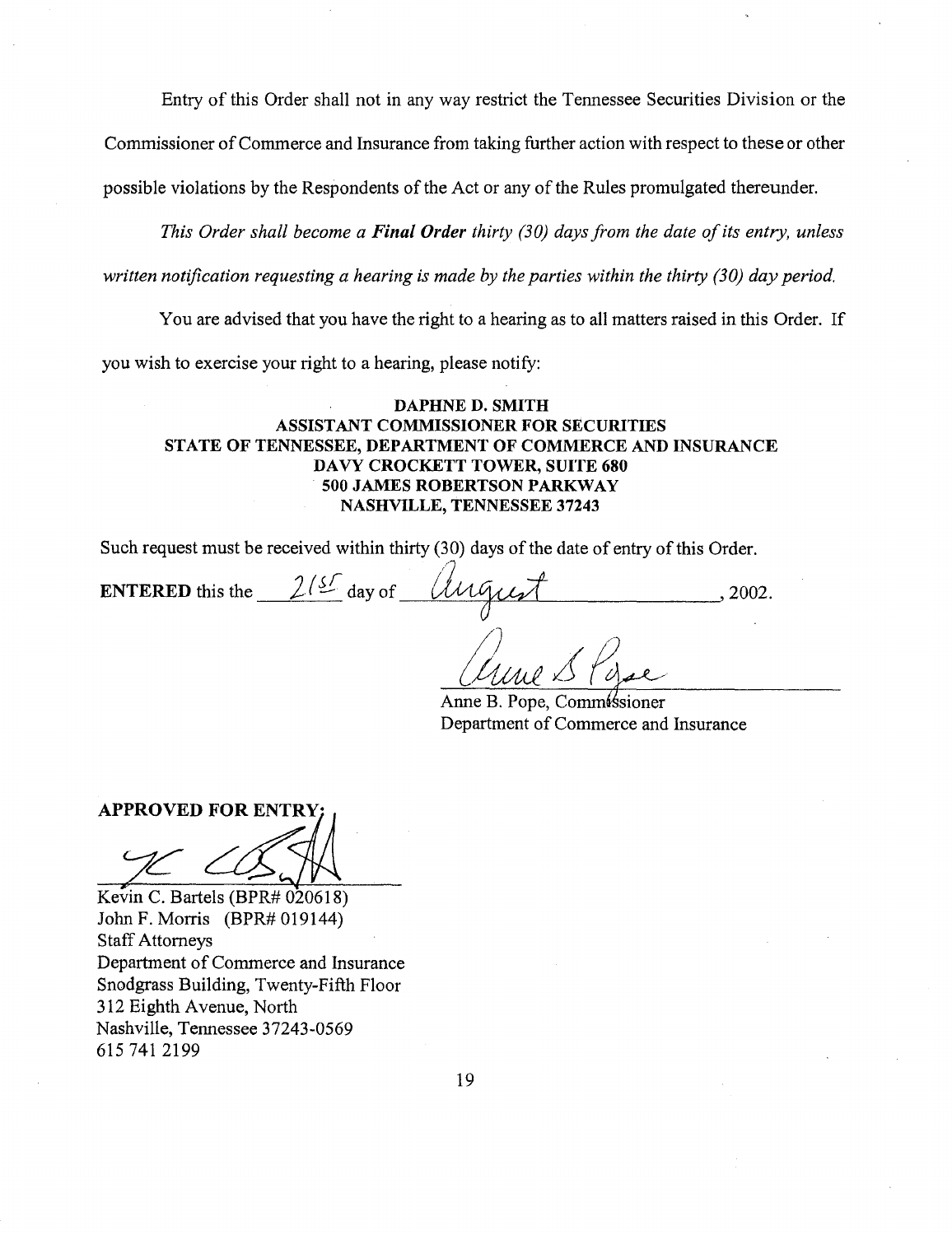Entry of this Order shall not in any way restrict the Tennessee Securities Division or the Commissioner of Commerce and Insurance from taking further action with respect to these or other possible violations by the Respondents of the Act or any of the Rules promulgated thereunder.

*This Order shall become a **Final Order** thirty (30) days from the date of its entry, unless written notification requesting a hearing is made by the parties within the thirty (30) day period.*

You are advised that you have the right to a hearing as to all matters raised in this Order. If you wish to exercise your right to a hearing, please notify:

**DAPHNE D. SMITH**
**ASSISTANT COMMISSIONER FOR SECURITIES**
**STATE OF TENNESSEE, DEPARTMENT OF COMMERCE AND INSURANCE**
**DAVY CROCKETT TOWER, SUITE 680**
**500 JAMES ROBERTSON PARKWAY**
**NASHVILLE, TENNESSEE 37243**

Such request must be received within thirty (30) days of the date of entry of this Order.

**ENTERED** this the 21st day of August, 2002.

Anne B. Pope, Commissioner
Department of Commerce and Insurance

**APPROVED FOR ENTRY:**

Kevin C. Bartels (BPR# 020618)
John F. Morris (BPR# 019144)
Staff Attorneys
Department of Commerce and Insurance
Snodgrass Building, Twenty-Fifth Floor
312 Eighth Avenue, North
Nashville, Tennessee 37243-0569
615 741 2199